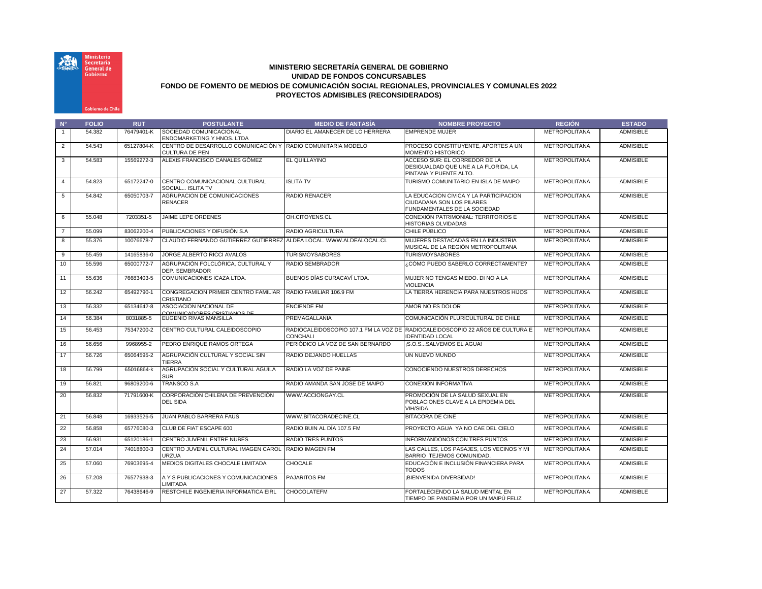# MINISTERIO SECRETARÍA GENERAL DE GOBIERNO
## UNIDAD DE FONDOS CONCURSABLES
## FONDO DE FOMENTO DE MEDIOS DE COMUNICACIÓN SOCIAL REGIONALES, PROVINCIALES Y COMUNALES 2022
## PROYECTOS ADMISIBLES (RECONSIDERADOS)

| N° | FOLIO | RUT | POSTULANTE | MEDIO DE FANTASÍA | NOMBRE PROYECTO | REGIÓN | ESTADO |
|---|---|---|---|---|---|---|---|
| 1 | 54.382 | 76479401-K | SOCIEDAD COMUNICACIONAL ENDOMARKETING Y HNOS. LTDA | DIARIO EL AMANECER DE LO HERRERA | EMPRENDE MUJER | METROPOLITANA | ADMISIBLE |
| 2 | 54.543 | 65127804-K | CENTRO DE DESARROLLO COMUNICACIÓN Y CULTURA DE PEN | RADIO COMUNITARIA MODELO | PROCESO CONSTITUYENTE, APORTES A UN MOMENTO HISTORICO | METROPOLITANA | ADMISIBLE |
| 3 | 54.583 | 15569272-3 | ALEXIS FRANCISCO CANALES GÓMEZ | EL QUILLAYINO | ACCESO SUR: EL CORREDOR DE LA DESIGUALDAD QUE UNE A LA FLORIDA, LA PINTANA Y PUENTE ALTO. | METROPOLITANA | ADMISIBLE |
| 4 | 54.823 | 65172247-0 | CENTRO COMUNICACIONAL CULTURAL SOCIAL... ISLITA TV | ISLITA TV | TURISMO COMUNITARIO EN ISLA DE MAIPO | METROPOLITANA | ADMISIBLE |
| 5 | 54.842 | 65050703-7 | AGRUPACION DE COMUNICACIONES RENACER | RADIO RENACER | LA EDUCACION CIVICA Y LA PARTICIPACION CIUDADANA SON LOS PILARES FUNDAMENTALES DE LA SOCIEDAD | METROPOLITANA | ADMISIBLE |
| 6 | 55.048 | 7203351-5 | JAIME LEPE ORDENES | OH.CITOYENS.CL | CONEXIÓN PATRIMONIAL: TERRITORIOS E HISTORIAS OLVIDADAS | METROPOLITANA | ADMISIBLE |
| 7 | 55.099 | 83062200-4 | PUBLICACIONES Y DIFUSIÓN S.A | RADIO AGRICULTURA | CHILE PÚBLICO | METROPOLITANA | ADMISIBLE |
| 8 | 55.376 | 10076678-7 | CLAUDIO FERNANDO GUTIÉRREZ GUTIÉRREZ | ALDEA LOCAL. WWW.ALDEALOCAL.CL | MUJERES DESTACADAS EN LA INDUSTRIA MUSICAL DE LA REGIÓN METROPOLITANA | METROPOLITANA | ADMISIBLE |
| 9 | 55.459 | 14165836-0 | JORGE ALBERTO RICCI AVALOS | TURISMOYSABORES | TURISMOYSABORES | METROPOLITANA | ADMISIBLE |
| 10 | 55.596 | 65000772-7 | AGRUPACIÓN FOLCLÓRICA, CULTURAL Y DEP. SEMBRADOR | RADIO SEMBRADOR | ¿CÓMO PUEDO SABERLO CORRECTAMENTE? | METROPOLITANA | ADMISIBLE |
| 11 | 55.636 | 76683403-5 | COMUNICACIONES ICAZA LTDA. | BUENOS DÍAS CURACAVÍ LTDA. | MUJER NO TENGAS MIEDO. DI NO A LA VIOLENCIA | METROPOLITANA | ADMISIBLE |
| 12 | 56.242 | 65492790-1 | CONGREGACION PRIMER CENTRO FAMILIAR CRISTIANO | RADIO FAMILIAR 106.9 FM | LA TIERRA HERENCIA PARA NUESTROS HIJOS | METROPOLITANA | ADMISIBLE |
| 13 | 56.332 | 65134642-8 | ASOCIACIÓN NACIONAL DE COMUNICADORES CRISTIANOS DE | ENCIENDE FM | AMOR NO ES DOLOR | METROPOLITANA | ADMISIBLE |
| 14 | 56.384 | 8031885-5 | EUGENIO RIVAS MANSILLA | PREMAGALLANIA | COMUNICACIÓN PLURICULTURAL DE CHILE | METROPOLITANA | ADMISIBLE |
| 15 | 56.453 | 75347200-2 | CENTRO CULTURAL CALEIDOSCOPIO | RADIOCALEIDOSCOPIO 107.1 FM LA VOZ DE CONCHALI | RADIOCALEIDOSCOPIO 22 AÑOS DE CULTURA E IDENTIDAD LOCAL | METROPOLITANA | ADMISIBLE |
| 16 | 56.656 | 9968955-2 | PEDRO ENRIQUE RAMOS ORTEGA | PERIÓDICO LA VOZ DE SAN BERNARDO | ¡S.O.S...SALVEMOS EL AGUA! | METROPOLITANA | ADMISIBLE |
| 17 | 56.726 | 65064595-2 | AGRUPACIÓN CULTURAL Y SOCIAL SIN TIERRA | RADIO DEJANDO HUELLAS | UN NUEVO MUNDO | METROPOLITANA | ADMISIBLE |
| 18 | 56.799 | 65016864-k | AGRUPACIÓN SOCIAL Y CULTURAL ÁGUILA SUR | RADIO LA VOZ DE PAINE | CONOCIENDO NUESTROS DERECHOS | METROPOLITANA | ADMISIBLE |
| 19 | 56.821 | 96809200-6 | TRANSCO S.A | RADIO AMANDA SAN JOSE DE MAIPO | CONEXION INFORMATIVA | METROPOLITANA | ADMISIBLE |
| 20 | 56.832 | 71791600-K | CORPORACIÓN CHILENA DE PREVENCIÓN DEL SIDA | WWW.ACCIONGAY.CL | PROMOCIÓN DE LA SALUD SEXUAL EN POBLACIONES CLAVE A LA EPIDEMIA DEL VIH/SIDA. | METROPOLITANA | ADMISIBLE |
| 21 | 56.848 | 16933526-5 | JUAN PABLO BARRERA FAUS | WWW.BITACORADECINE.CL | BITÁCORA DE CINE | METROPOLITANA | ADMISIBLE |
| 22 | 56.858 | 65776080-3 | CLUB DE FIAT ESCAPE 600 | RADIO BUIN AL DÍA 107.5 FM | PROYECTO AGUA YA NO CAE DEL CIELO | METROPOLITANA | ADMISIBLE |
| 23 | 56.931 | 65120186-1 | CENTRO JUVENIL ENTRE NUBES | RADIO TRES PUNTOS | INFORMÁNDONOS CON TRES PUNTOS | METROPOLITANA | ADMISIBLE |
| 24 | 57.014 | 74018800-3 | CENTRO JUVENIL CULTURAL IMAGEN CAROL URZUA | RADIO IMAGEN FM | LAS CALLES, LOS PASAJES, LOS VECINOS Y MI BARRIO TEJEMOS COMUNIDAD. | METROPOLITANA | ADMISIBLE |
| 25 | 57.060 | 76903695-4 | MEDIOS DIGITALES CHOCALE LIMITADA | CHOCALE | EDUCACIÓN E INCLUSIÓN FINANCIERA PARA TODOS | METROPOLITANA | ADMISIBLE |
| 26 | 57.208 | 76577938-3 | A Y S PUBLICACIONES Y COMUNICACIONES LIMITADA | PAJARITOS FM | ¡BIENVENIDA DIVERSIDAD! | METROPOLITANA | ADMISIBLE |
| 27 | 57.322 | 76438646-9 | RESTCHILE INGENIERIA INFORMATICA EIRL | CHOCOLATEFM | FORTALECIENDO LA SALUD MENTAL EN TIEMPO DE PANDEMIA POR UN MAIPÚ FELIZ | METROPOLITANA | ADMISIBLE |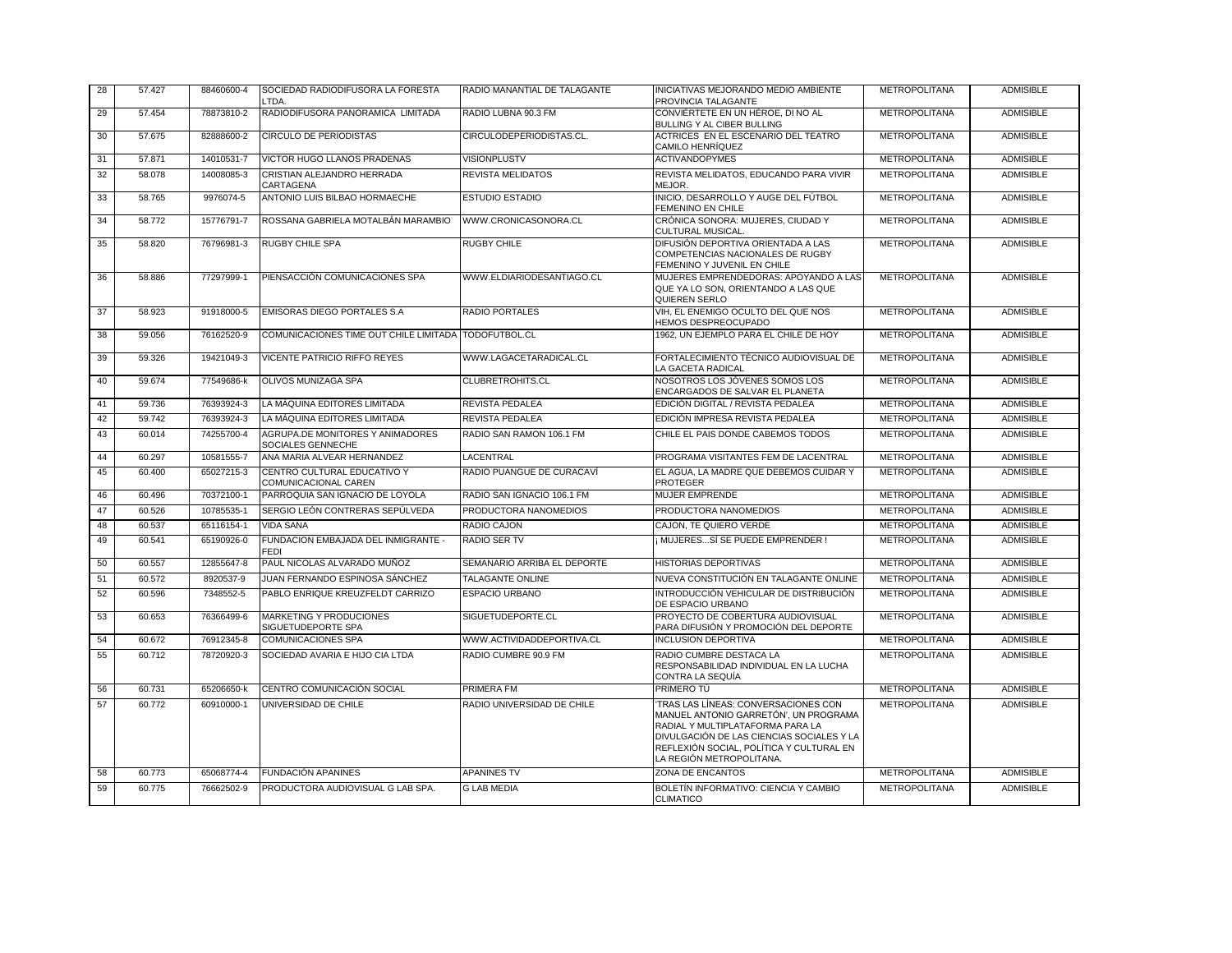| 28 | 57.427 | 88460600-4 | SOCIEDAD RADIODIFUSORA LA FORESTA LTDA. | RADIO MANANTIAL DE TALAGANTE | INICIATIVAS MEJORANDO MEDIO AMBIENTE PROVINCIA TALAGANTE | METROPOLITANA | ADMISIBLE |
|---|---|---|---|---|---|---|---|
| 29 | 57.454 | 78873810-2 | RADIODIFUSORA PANORAMICA LIMITADA | RADIO LUBNA 90.3 FM | CONVIÉRTETE EN UN HÉROE, DI NO AL BULLING Y AL CIBER BULLING | METROPOLITANA | ADMISIBLE |
| 30 | 57.675 | 82888600-2 | CÍRCULO DE PERIODISTAS | CIRCULODEPERIODISTAS.CL. | ACTRICES EN EL ESCENARIO DEL TEATRO CAMILO HENRÍQUEZ | METROPOLITANA | ADMISIBLE |
| 31 | 57.871 | 14010531-7 | VICTOR HUGO LLANOS PRADENAS | VISIONPLUSTV | ACTIVANDOPYMES | METROPOLITANA | ADMISIBLE |
| 32 | 58.078 | 14008085-3 | CRISTIAN ALEJANDRO HERRADA CARTAGENA | REVISTA MELIDATOS | REVISTA MELIDATOS, EDUCANDO PARA VIVIR MEJOR. | METROPOLITANA | ADMISIBLE |
| 33 | 58.765 | 9976074-5 | ANTONIO LUIS BILBAO HORMAECHE | ESTUDIO ESTADIO | INICIO, DESARROLLO Y AUGE DEL FÚTBOL FEMENINO EN CHILE | METROPOLITANA | ADMISIBLE |
| 34 | 58.772 | 15776791-7 | ROSSANA GABRIELA MOTALBÁN MARAMBIO | WWW.CRONICASONORA.CL | CRÓNICA SONORA: MUJERES, CIUDAD Y CULTURAL MUSICAL. | METROPOLITANA | ADMISIBLE |
| 35 | 58.820 | 76796981-3 | RUGBY CHILE SPA | RUGBY CHILE | DIFUSIÓN DEPORTIVA ORIENTADA A LAS COMPETENCIAS NACIONALES DE RUGBY FEMENINO Y JUVENIL EN CHILE | METROPOLITANA | ADMISIBLE |
| 36 | 58.886 | 77297999-1 | PIENSACCIÓN COMUNICACIONES SPA | WWW.ELDIARIODESANTIAGO.CL | MUJERES EMPRENDEDORAS: APOYANDO A LAS QUE YA LO SON, ORIENTANDO A LAS QUE QUIEREN SERLO | METROPOLITANA | ADMISIBLE |
| 37 | 58.923 | 91918000-5 | EMISORAS DIEGO PORTALES S.A | RADIO PORTALES | VIH, EL ENEMIGO OCULTO DEL QUE NOS HEMOS DESPREOCUPADO | METROPOLITANA | ADMISIBLE |
| 38 | 59.056 | 76162520-9 | COMUNICACIONES TIME OUT CHILE LIMITADA | TODOFUTBOL.CL | 1962, UN EJEMPLO PARA EL CHILE DE HOY | METROPOLITANA | ADMISIBLE |
| 39 | 59.326 | 19421049-3 | VICENTE PATRICIO RIFFO REYES | WWW.LAGACETARADICAL.CL | FORTALECIMIENTO TÉCNICO AUDIOVISUAL DE LA GACETA RADICAL | METROPOLITANA | ADMISIBLE |
| 40 | 59.674 | 77549686-k | OLIVOS MUNIZAGA SPA | CLUBRETROHITS.CL | NOSOTROS LOS JÓVENES SOMOS LOS ENCARGADOS DE SALVAR EL PLANETA | METROPOLITANA | ADMISIBLE |
| 41 | 59.736 | 76393924-3 | LA MÁQUINA EDITORES LIMITADA | REVISTA PEDALEA | EDICIÓN DIGITAL / REVISTA PEDALEA | METROPOLITANA | ADMISIBLE |
| 42 | 59.742 | 76393924-3 | LA MÁQUINA EDITORES LIMITADA | REVISTA PEDALEA | EDICIÓN IMPRESA REVISTA PEDALEA | METROPOLITANA | ADMISIBLE |
| 43 | 60.014 | 74255700-4 | AGRUPA.DE MONITORES Y ANIMADORES SOCIALES GENNECHE | RADIO SAN RAMON 106.1 FM | CHILE EL PAIS DONDE CABEMOS TODOS | METROPOLITANA | ADMISIBLE |
| 44 | 60.297 | 10581555-7 | ANA MARIA ALVEAR HERNANDEZ | LACENTRAL | PROGRAMA VISITANTES FEM DE LACENTRAL | METROPOLITANA | ADMISIBLE |
| 45 | 60.400 | 65027215-3 | CENTRO CULTURAL EDUCATIVO Y COMUNICACIONAL CAREN | RADIO PUANGUE DE CURACAVÍ | EL AGUA, LA MADRE QUE DEBEMOS CUIDAR Y PROTEGER | METROPOLITANA | ADMISIBLE |
| 46 | 60.496 | 70372100-1 | PARROQUIA SAN IGNACIO DE LOYOLA | RADIO SAN IGNACIO 106.1 FM | MUJER EMPRENDE | METROPOLITANA | ADMISIBLE |
| 47 | 60.526 | 10785535-1 | SERGIO LEÓN CONTRERAS SEPÚLVEDA | PRODUCTORA NANOMEDIOS | PRODUCTORA NANOMEDIOS | METROPOLITANA | ADMISIBLE |
| 48 | 60.537 | 65116154-1 | VIDA SANA | RADIO CAJÓN | CAJÓN, TE QUIERO VERDE | METROPOLITANA | ADMISIBLE |
| 49 | 60.541 | 65190926-0 | FUNDACION EMBAJADA DEL INMIGRANTE - FEDI | RADIO SER TV | ¡ MUJERES...SÍ SE PUEDE EMPRENDER ! | METROPOLITANA | ADMISIBLE |
| 50 | 60.557 | 12855647-8 | PAUL NICOLAS ALVARADO MUÑOZ | SEMANARIO ARRIBA EL DEPORTE | HISTORIAS DEPORTIVAS | METROPOLITANA | ADMISIBLE |
| 51 | 60.572 | 8920537-9 | JUAN FERNANDO ESPINOSA SÁNCHEZ | TALAGANTE ONLINE | NUEVA CONSTITUCIÓN EN TALAGANTE ONLINE | METROPOLITANA | ADMISIBLE |
| 52 | 60.596 | 7348552-5 | PABLO ENRIQUE KREUZFELDT CARRIZO | ESPACIO URBANO | INTRODUCCIÓN VEHICULAR DE DISTRIBUCIÓN DE ESPACIO URBANO | METROPOLITANA | ADMISIBLE |
| 53 | 60.653 | 76366499-6 | MARKETING Y PRODUCIONES SIGUETUDEPORTE SPA | SIGUETUDEPORTE.CL | PROYECTO DE COBERTURA AUDIOVISUAL PARA DIFUSIÓN Y PROMOCIÓN DEL DEPORTE | METROPOLITANA | ADMISIBLE |
| 54 | 60.672 | 76912345-8 | COMUNICACIONES SPA | WWW.ACTIVIDADDEPORTIVA.CL | INCLUSION DEPORTIVA | METROPOLITANA | ADMISIBLE |
| 55 | 60.712 | 78720920-3 | SOCIEDAD AVARIA E HIJO CIA LTDA | RADIO CUMBRE 90.9 FM | RADIO CUMBRE DESTACA LA RESPONSABILIDAD INDIVIDUAL EN LA LUCHA CONTRA LA SEQUÍA | METROPOLITANA | ADMISIBLE |
| 56 | 60.731 | 65206650-k | CENTRO COMUNICACIÓN SOCIAL | PRIMERA FM | PRIMERO TÚ | METROPOLITANA | ADMISIBLE |
| 57 | 60.772 | 60910000-1 | UNIVERSIDAD DE CHILE | RADIO UNIVERSIDAD DE CHILE | 'TRAS LAS LÍNEAS: CONVERSACIONES CON MANUEL ANTONIO GARRETÓN', UN PROGRAMA RADIAL Y MULTIPLATAFORMA PARA LA DIVULGACIÓN DE LAS CIENCIAS SOCIALES Y LA REFLEXIÓN SOCIAL, POLÍTICA Y CULTURAL EN LA REGIÓN METROPOLITANA. | METROPOLITANA | ADMISIBLE |
| 58 | 60.773 | 65068774-4 | FUNDACIÓN APANINES | APANINES TV | ZONA DE ENCANTOS | METROPOLITANA | ADMISIBLE |
| 59 | 60.775 | 76662502-9 | PRODUCTORA AUDIOVISUAL G LAB SPA. | G LAB MEDIA | BOLETÍN INFORMATIVO: CIENCIA Y CAMBIO CLIMATICO | METROPOLITANA | ADMISIBLE |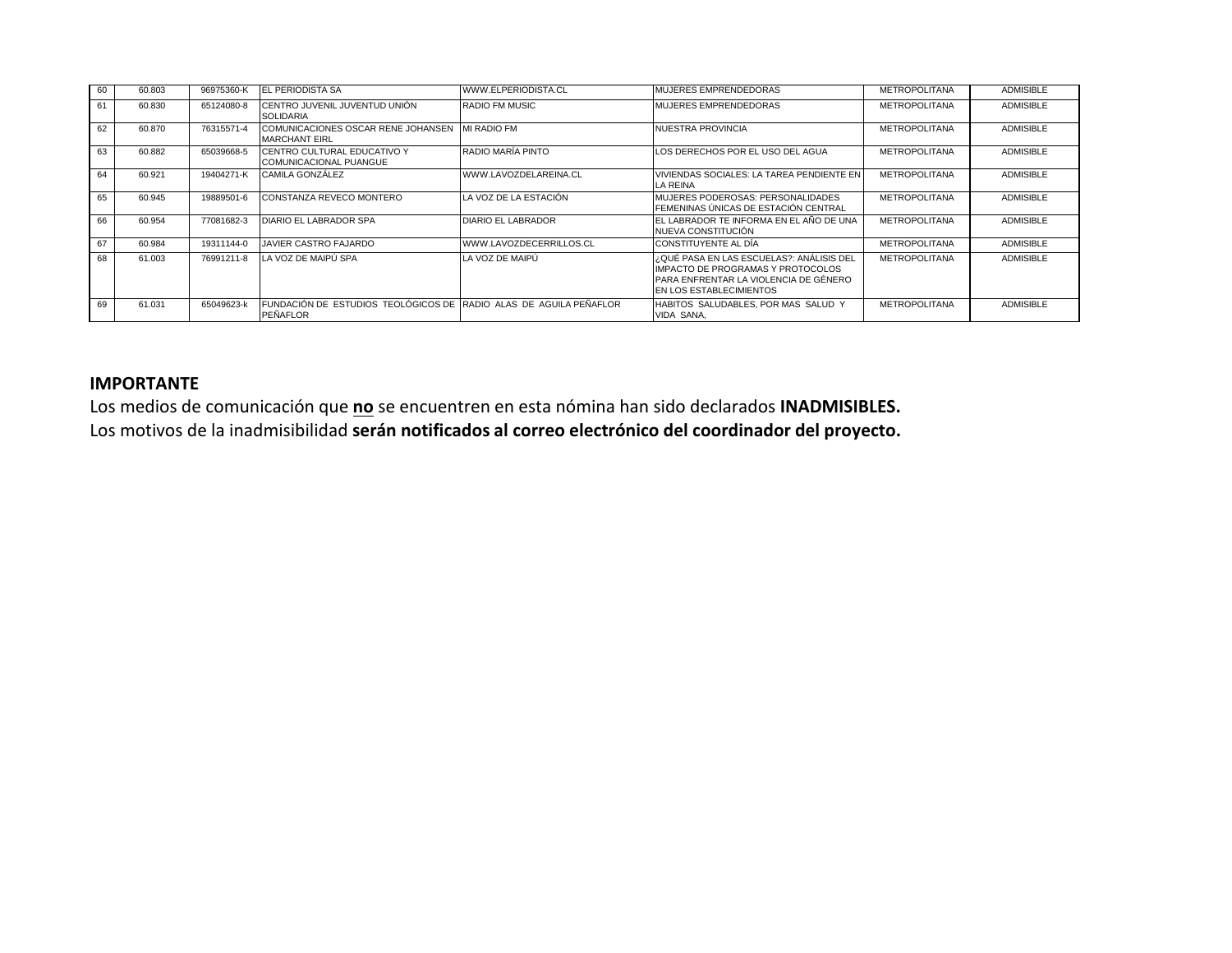| | | | | | | | |
|---|---|---|---|---|---|---|---|
| 60 | 60.803 | 96975360-K | EL PERIODISTA SA | WWW.ELPERIODISTA.CL | MUJERES EMPRENDEDORAS | METROPOLITANA | ADMISIBLE |
| 61 | 60.830 | 65124080-8 | CENTRO JUVENIL JUVENTUD UNIÓN SOLIDARIA | RADIO FM MUSIC | MUJERES EMPRENDEDORAS | METROPOLITANA | ADMISIBLE |
| 62 | 60.870 | 76315571-4 | COMUNICACIONES OSCAR RENE JOHANSEN MARCHANT EIRL | MI RADIO FM | NUESTRA PROVINCIA | METROPOLITANA | ADMISIBLE |
| 63 | 60.882 | 65039668-5 | CENTRO CULTURAL EDUCATIVO Y COMUNICACIONAL PUANGUE | RADIO MARÍA PINTO | LOS DERECHOS POR EL USO DEL AGUA | METROPOLITANA | ADMISIBLE |
| 64 | 60.921 | 19404271-K | CAMILA GONZÁLEZ | WWW.LAVOZDELAREINA.CL | VIVIENDAS SOCIALES: LA TAREA PENDIENTE EN LA REINA | METROPOLITANA | ADMISIBLE |
| 65 | 60.945 | 19889501-6 | CONSTANZA REVECO MONTERO | LA VOZ DE LA ESTACIÓN | MUJERES PODEROSAS: PERSONALIDADES FEMENINAS ÚNICAS DE ESTACIÓN CENTRAL | METROPOLITANA | ADMISIBLE |
| 66 | 60.954 | 77081682-3 | DIARIO EL LABRADOR SPA | DIARIO EL LABRADOR | EL LABRADOR TE INFORMA EN EL AÑO DE UNA NUEVA CONSTITUCIÓN | METROPOLITANA | ADMISIBLE |
| 67 | 60.984 | 19311144-0 | JAVIER CASTRO FAJARDO | WWW.LAVOZDECERRILLOS.CL | CONSTITUYENTE AL DÍA | METROPOLITANA | ADMISIBLE |
| 68 | 61.003 | 76991211-8 | LA VOZ DE MAIPÚ SPA | LA VOZ DE MAIPÚ | ¿QUÉ PASA EN LAS ESCUELAS?: ANÁLISIS DEL IMPACTO DE PROGRAMAS Y PROTOCOLOS PARA ENFRENTAR LA VIOLENCIA DE GÉNERO EN LOS ESTABLECIMIENTOS | METROPOLITANA | ADMISIBLE |
| 69 | 61.031 | 65049623-k | FUNDACIÓN DE ESTUDIOS TEOLÓGICOS DE PEÑAFLOR | RADIO ALAS DE AGUILA PEÑAFLOR | HABITOS SALUDABLES, POR MAS SALUD Y VIDA SANA, | METROPOLITANA | ADMISIBLE |

**IMPORTANTE**

Los medios de comunicación que **no** se encuentren en esta nómina han sido declarados **INADMISIBLES.**

Los motivos de la inadmisibilidad **serán notificados al correo electrónico del coordinador del proyecto.**